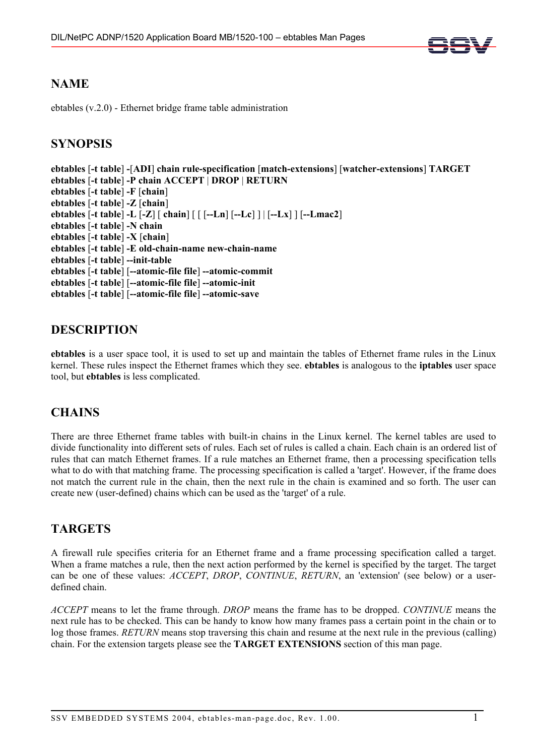## NAME

ebtables (v.2.0) - Ethernet bridge frame table administration

## SYNOPSIS

**ebtables** [**-t table**] **-**[**ADI**] **chain rule-specification** [**match-extensions**] [**watcher-extensions**] **TARGET**
**ebtables** [**-t table**] **-P chain ACCEPT** | **DROP** | **RETURN**
**ebtables** [**-t table**] **-F** [**chain**]
**ebtables** [**-t table**] **-Z** [**chain**]
**ebtables** [**-t table**] **-L** [**-Z**] [ **chain**] [ [ [**--Ln**] [**--Lc**] ] | [**--Lx**] ] [**--Lmac2**]
**ebtables** [**-t table**] **-N chain**
**ebtables** [**-t table**] **-X** [**chain**]
**ebtables** [**-t table**] **-E old-chain-name new-chain-name**
**ebtables** [**-t table**] **--init-table**
**ebtables** [**-t table**] [**--atomic-file file**] **--atomic-commit**
**ebtables** [**-t table**] [**--atomic-file file**] **--atomic-init**
**ebtables** [**-t table**] [**--atomic-file file**] **--atomic-save**

## DESCRIPTION

**ebtables** is a user space tool, it is used to set up and maintain the tables of Ethernet frame rules in the Linux kernel. These rules inspect the Ethernet frames which they see. **ebtables** is analogous to the **iptables** user space tool, but **ebtables** is less complicated.

## CHAINS

There are three Ethernet frame tables with built-in chains in the Linux kernel. The kernel tables are used to divide functionality into different sets of rules. Each set of rules is called a chain. Each chain is an ordered list of rules that can match Ethernet frames. If a rule matches an Ethernet frame, then a processing specification tells what to do with that matching frame. The processing specification is called a 'target'. However, if the frame does not match the current rule in the chain, then the next rule in the chain is examined and so forth. The user can create new (user-defined) chains which can be used as the 'target' of a rule.

## TARGETS

A firewall rule specifies criteria for an Ethernet frame and a frame processing specification called a target. When a frame matches a rule, then the next action performed by the kernel is specified by the target. The target can be one of these values: *ACCEPT*, *DROP*, *CONTINUE*, *RETURN*, an 'extension' (see below) or a user-defined chain.

*ACCEPT* means to let the frame through. *DROP* means the frame has to be dropped. *CONTINUE* means the next rule has to be checked. This can be handy to know how many frames pass a certain point in the chain or to log those frames. *RETURN* means stop traversing this chain and resume at the next rule in the previous (calling) chain. For the extension targets please see the **TARGET EXTENSIONS** section of this man page.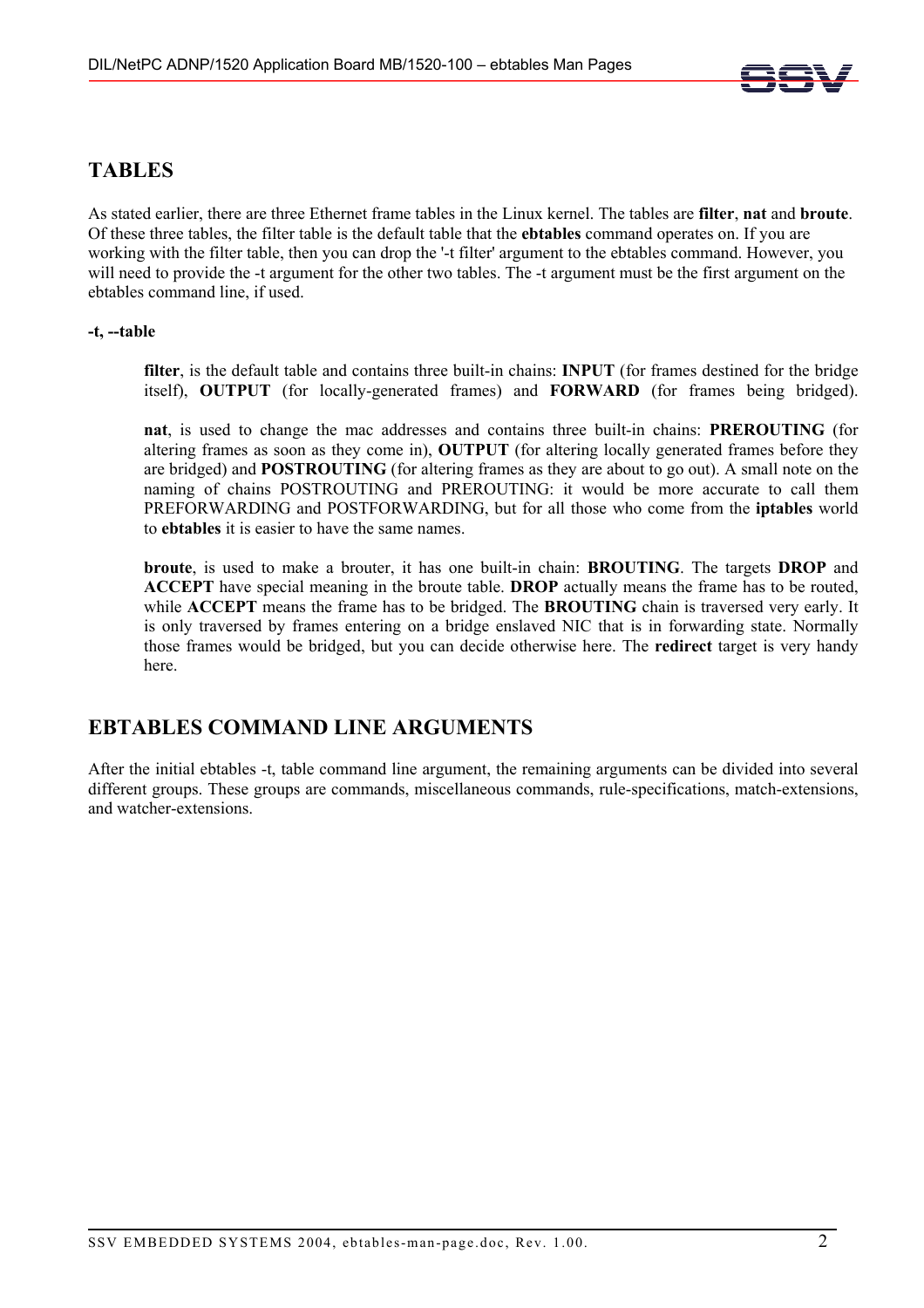## TABLES

As stated earlier, there are three Ethernet frame tables in the Linux kernel. The tables are **filter**, **nat** and **broute**. Of these three tables, the filter table is the default table that the **ebtables** command operates on. If you are working with the filter table, then you can drop the '-t filter' argument to the ebtables command. However, you will need to provide the -t argument for the other two tables. The -t argument must be the first argument on the ebtables command line, if used.

**-t, --table**

> **filter**, is the default table and contains three built-in chains: **INPUT** (for frames destined for the bridge itself), **OUTPUT** (for locally-generated frames) and **FORWARD** (for frames being bridged).
>
> **nat**, is used to change the mac addresses and contains three built-in chains: **PREROUTING** (for altering frames as soon as they come in), **OUTPUT** (for altering locally generated frames before they are bridged) and **POSTROUTING** (for altering frames as they are about to go out). A small note on the naming of chains POSTROUTING and PREROUTING: it would be more accurate to call them PREFORWARDING and POSTFORWARDING, but for all those who come from the **iptables** world to **ebtables** it is easier to have the same names.
>
> **broute**, is used to make a brouter, it has one built-in chain: **BROUTING**. The targets **DROP** and **ACCEPT** have special meaning in the broute table. **DROP** actually means the frame has to be routed, while **ACCEPT** means the frame has to be bridged. The **BROUTING** chain is traversed very early. It is only traversed by frames entering on a bridge enslaved NIC that is in forwarding state. Normally those frames would be bridged, but you can decide otherwise here. The **redirect** target is very handy here.

## EBTABLES COMMAND LINE ARGUMENTS

After the initial ebtables -t, table command line argument, the remaining arguments can be divided into several different groups. These groups are commands, miscellaneous commands, rule-specifications, match-extensions, and watcher-extensions.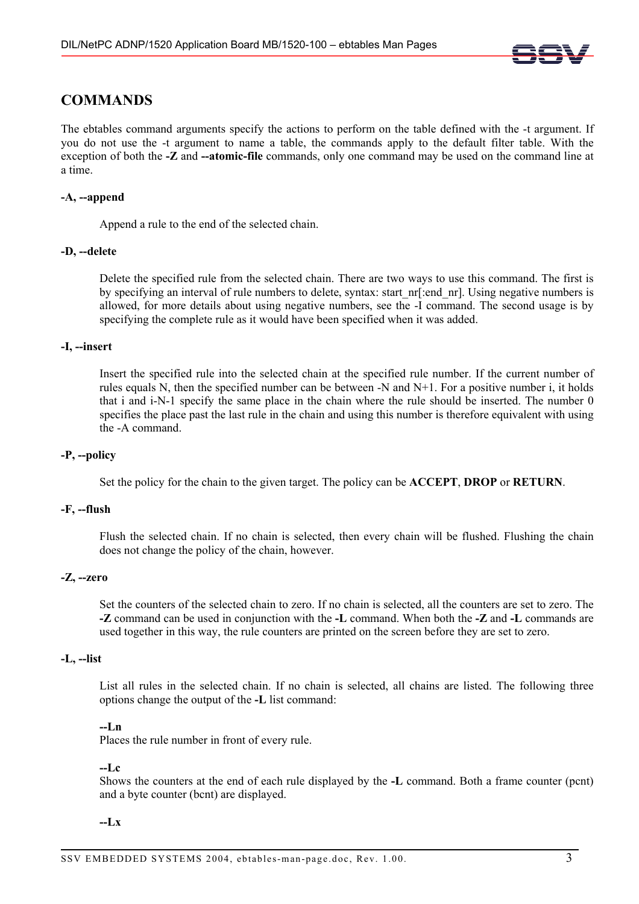## COMMANDS

The ebtables command arguments specify the actions to perform on the table defined with the -t argument. If you do not use the -t argument to name a table, the commands apply to the default filter table. With the exception of both the **-Z** and **--atomic-file** commands, only one command may be used on the command line at a time.

**-A, --append**

Append a rule to the end of the selected chain.

**-D, --delete**

Delete the specified rule from the selected chain. There are two ways to use this command. The first is by specifying an interval of rule numbers to delete, syntax: start_nr[:end_nr]. Using negative numbers is allowed, for more details about using negative numbers, see the -I command. The second usage is by specifying the complete rule as it would have been specified when it was added.

**-I, --insert**

Insert the specified rule into the selected chain at the specified rule number. If the current number of rules equals N, then the specified number can be between -N and N+1. For a positive number i, it holds that i and i-N-1 specify the same place in the chain where the rule should be inserted. The number 0 specifies the place past the last rule in the chain and using this number is therefore equivalent with using the -A command.

**-P, --policy**

Set the policy for the chain to the given target. The policy can be **ACCEPT**, **DROP** or **RETURN**.

**-F, --flush**

Flush the selected chain. If no chain is selected, then every chain will be flushed. Flushing the chain does not change the policy of the chain, however.

**-Z, --zero**

Set the counters of the selected chain to zero. If no chain is selected, all the counters are set to zero. The **-Z** command can be used in conjunction with the **-L** command. When both the **-Z** and **-L** commands are used together in this way, the rule counters are printed on the screen before they are set to zero.

**-L, --list**

List all rules in the selected chain. If no chain is selected, all chains are listed. The following three options change the output of the **-L** list command:

**--Ln**
Places the rule number in front of every rule.

**--Lc**
Shows the counters at the end of each rule displayed by the **-L** command. Both a frame counter (pcnt) and a byte counter (bcnt) are displayed.

**--Lx**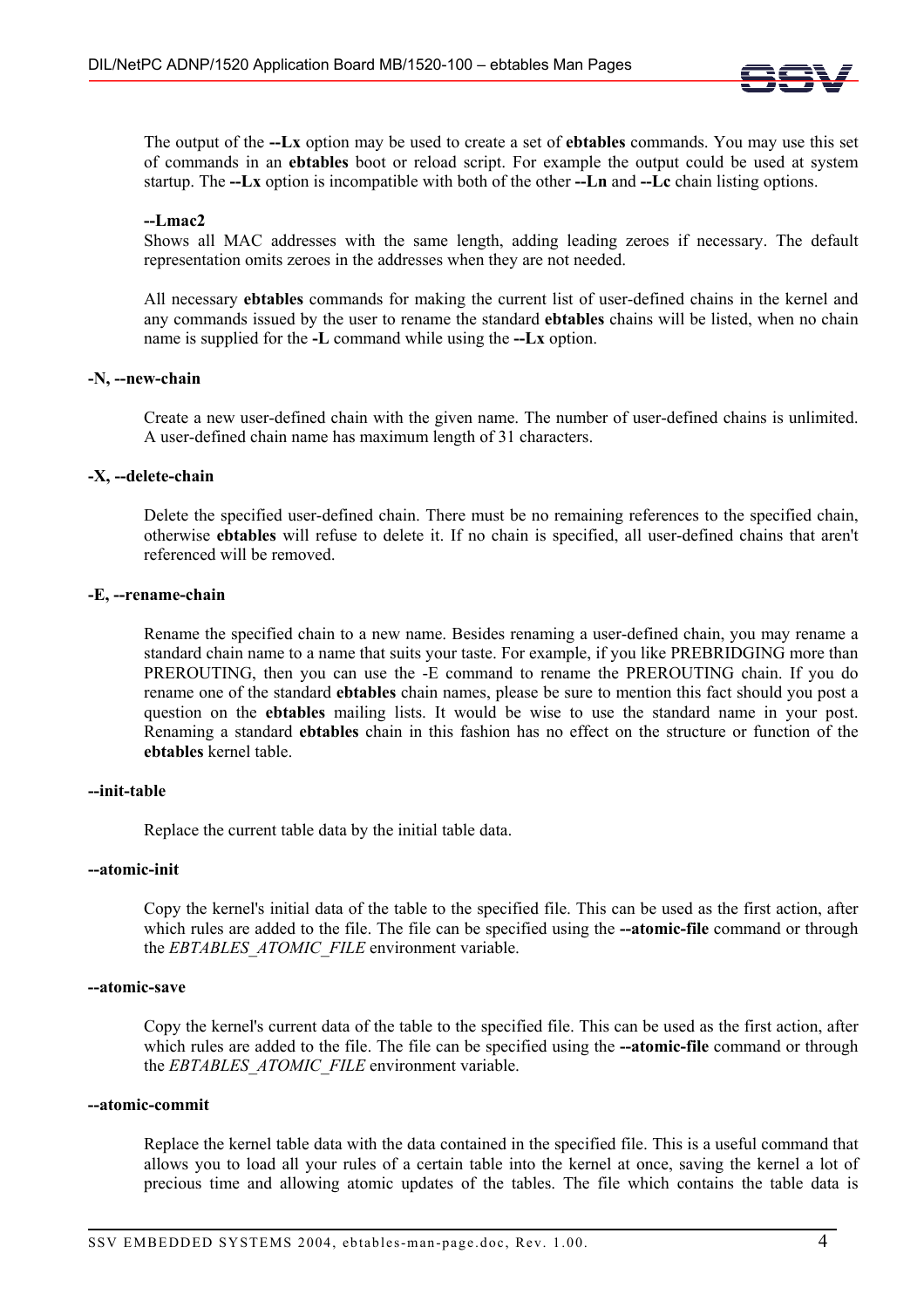The output of the **--Lx** option may be used to create a set of **ebtables** commands. You may use this set of commands in an **ebtables** boot or reload script. For example the output could be used at system startup. The **--Lx** option is incompatible with both of the other **--Ln** and **--Lc** chain listing options.

**--Lmac2**
Shows all MAC addresses with the same length, adding leading zeroes if necessary. The default representation omits zeroes in the addresses when they are not needed.

All necessary **ebtables** commands for making the current list of user-defined chains in the kernel and any commands issued by the user to rename the standard **ebtables** chains will be listed, when no chain name is supplied for the **-L** command while using the **--Lx** option.

**-N, --new-chain**

Create a new user-defined chain with the given name. The number of user-defined chains is unlimited. A user-defined chain name has maximum length of 31 characters.

**-X, --delete-chain**

Delete the specified user-defined chain. There must be no remaining references to the specified chain, otherwise **ebtables** will refuse to delete it. If no chain is specified, all user-defined chains that aren't referenced will be removed.

**-E, --rename-chain**

Rename the specified chain to a new name. Besides renaming a user-defined chain, you may rename a standard chain name to a name that suits your taste. For example, if you like PREBRIDGING more than PREROUTING, then you can use the -E command to rename the PREROUTING chain. If you do rename one of the standard **ebtables** chain names, please be sure to mention this fact should you post a question on the **ebtables** mailing lists. It would be wise to use the standard name in your post. Renaming a standard **ebtables** chain in this fashion has no effect on the structure or function of the **ebtables** kernel table.

**--init-table**

Replace the current table data by the initial table data.

**--atomic-init**

Copy the kernel's initial data of the table to the specified file. This can be used as the first action, after which rules are added to the file. The file can be specified using the **--atomic-file** command or through the *EBTABLES_ATOMIC_FILE* environment variable.

**--atomic-save**

Copy the kernel's current data of the table to the specified file. This can be used as the first action, after which rules are added to the file. The file can be specified using the **--atomic-file** command or through the *EBTABLES_ATOMIC_FILE* environment variable.

**--atomic-commit**

Replace the kernel table data with the data contained in the specified file. This is a useful command that allows you to load all your rules of a certain table into the kernel at once, saving the kernel a lot of precious time and allowing atomic updates of the tables. The file which contains the table data is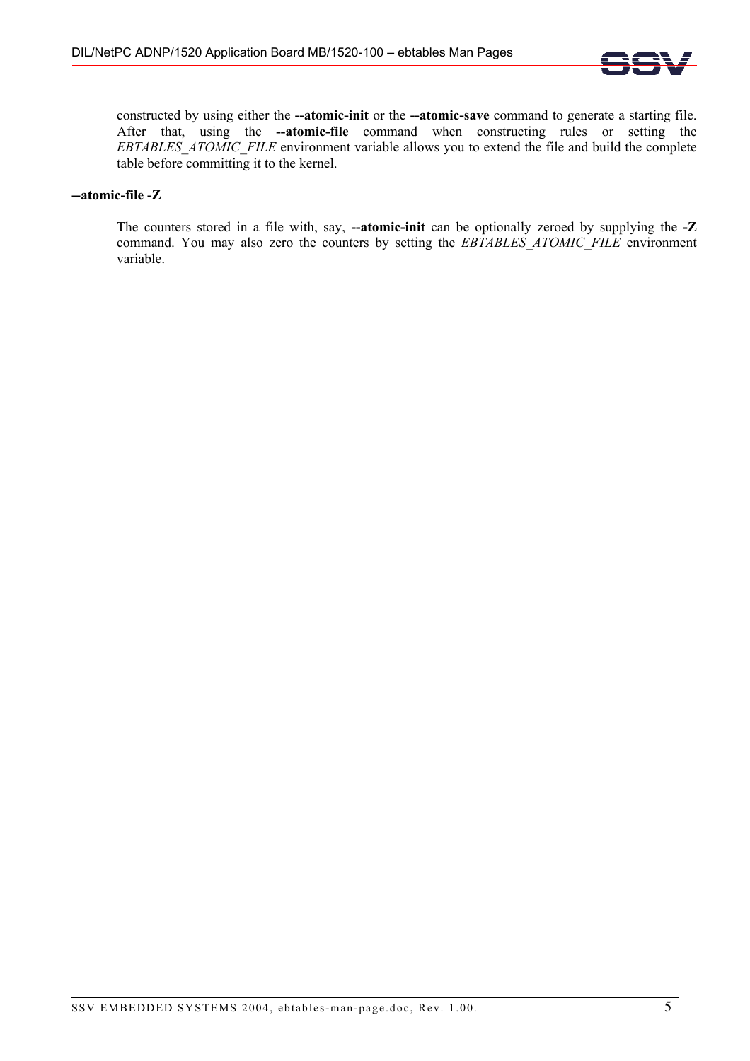constructed by using either the **--atomic-init** or the **--atomic-save** command to generate a starting file. After that, using the **--atomic-file** command when constructing rules or setting the *EBTABLES_ATOMIC_FILE* environment variable allows you to extend the file and build the complete table before committing it to the kernel.

**--atomic-file -Z**

The counters stored in a file with, say, **--atomic-init** can be optionally zeroed by supplying the **-Z** command. You may also zero the counters by setting the *EBTABLES_ATOMIC_FILE* environment variable.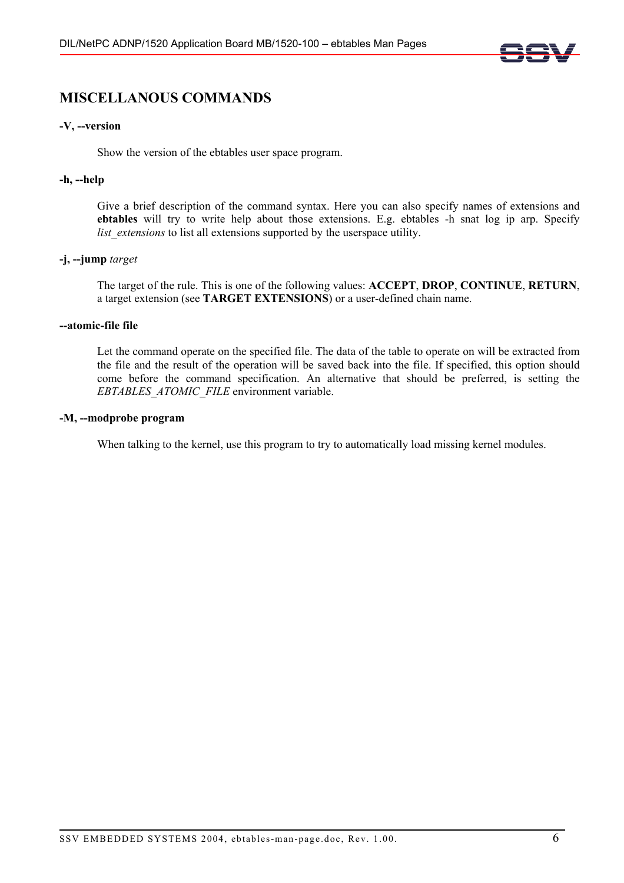## MISCELLANOUS COMMANDS

**-V, --version**

Show the version of the ebtables user space program.

**-h, --help**

Give a brief description of the command syntax. Here you can also specify names of extensions and **ebtables** will try to write help about those extensions. E.g. ebtables -h snat log ip arp. Specify *list_extensions* to list all extensions supported by the userspace utility.

**-j, --jump** *target*

The target of the rule. This is one of the following values: **ACCEPT**, **DROP**, **CONTINUE**, **RETURN**, a target extension (see **TARGET EXTENSIONS**) or a user-defined chain name.

**--atomic-file file**

Let the command operate on the specified file. The data of the table to operate on will be extracted from the file and the result of the operation will be saved back into the file. If specified, this option should come before the command specification. An alternative that should be preferred, is setting the *EBTABLES_ATOMIC_FILE* environment variable.

**-M, --modprobe program**

When talking to the kernel, use this program to try to automatically load missing kernel modules.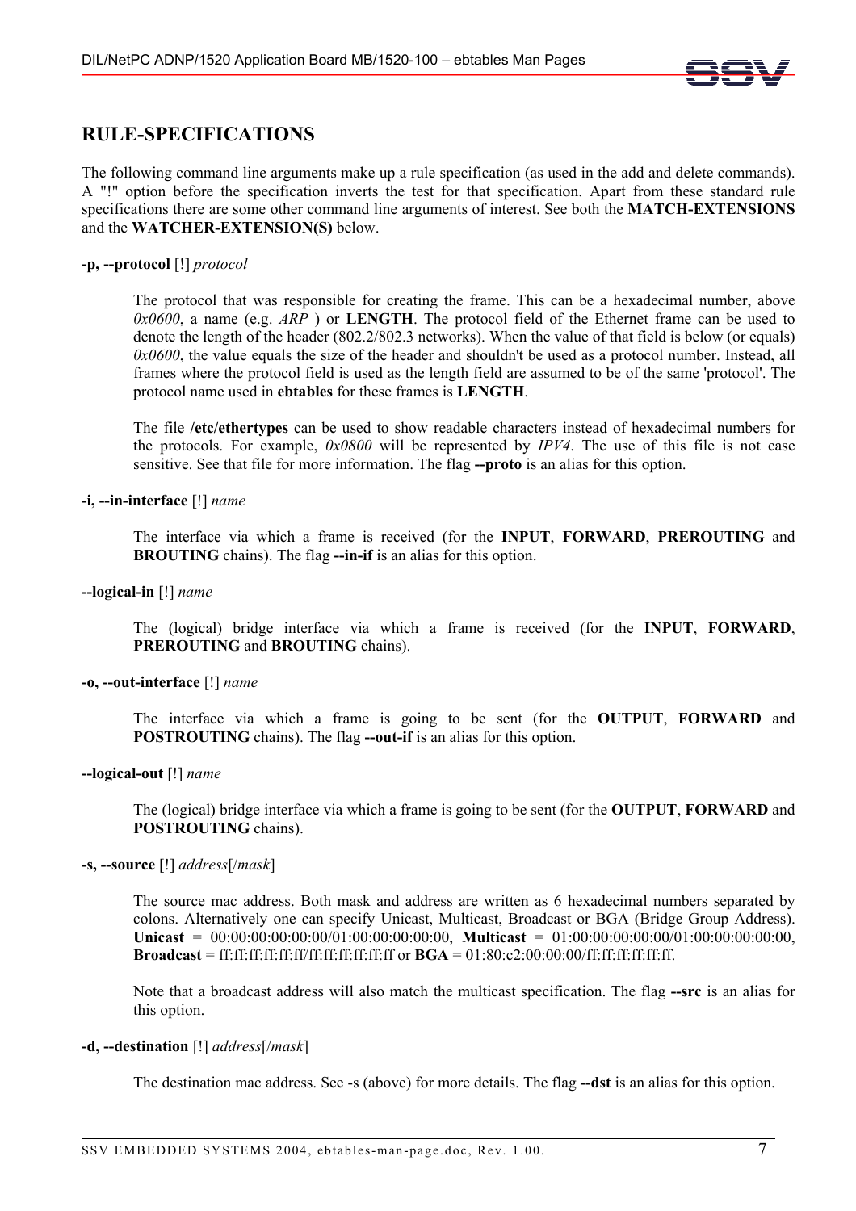## RULE-SPECIFICATIONS

The following command line arguments make up a rule specification (as used in the add and delete commands). A "!" option before the specification inverts the test for that specification. Apart from these standard rule specifications there are some other command line arguments of interest. See both the **MATCH-EXTENSIONS** and the **WATCHER-EXTENSION(S)** below.

**-p, --protocol** [!] *protocol*

> The protocol that was responsible for creating the frame. This can be a hexadecimal number, above *0x0600*, a name (e.g. *ARP* ) or **LENGTH**. The protocol field of the Ethernet frame can be used to denote the length of the header (802.2/802.3 networks). When the value of that field is below (or equals) *0x0600*, the value equals the size of the header and shouldn't be used as a protocol number. Instead, all frames where the protocol field is used as the length field are assumed to be of the same 'protocol'. The protocol name used in **ebtables** for these frames is **LENGTH**.
>
> The file **/etc/ethertypes** can be used to show readable characters instead of hexadecimal numbers for the protocols. For example, *0x0800* will be represented by *IPV4*. The use of this file is not case sensitive. See that file for more information. The flag **--proto** is an alias for this option.

**-i, --in-interface** [!] *name*

> The interface via which a frame is received (for the **INPUT**, **FORWARD**, **PREROUTING** and **BROUTING** chains). The flag **--in-if** is an alias for this option.

**--logical-in** [!] *name*

> The (logical) bridge interface via which a frame is received (for the **INPUT**, **FORWARD**, **PREROUTING** and **BROUTING** chains).

**-o, --out-interface** [!] *name*

> The interface via which a frame is going to be sent (for the **OUTPUT**, **FORWARD** and **POSTROUTING** chains). The flag **--out-if** is an alias for this option.

**--logical-out** [!] *name*

> The (logical) bridge interface via which a frame is going to be sent (for the **OUTPUT**, **FORWARD** and **POSTROUTING** chains).

**-s, --source** [!] *address*[/*mask*]

> The source mac address. Both mask and address are written as 6 hexadecimal numbers separated by colons. Alternatively one can specify Unicast, Multicast, Broadcast or BGA (Bridge Group Address). **Unicast** = 00:00:00:00:00:00/01:00:00:00:00:00, **Multicast** = 01:00:00:00:00:00/01:00:00:00:00:00, **Broadcast** = ff:ff:ff:ff:ff:ff/ff:ff:ff:ff:ff:ff or **BGA** = 01:80:c2:00:00:00/ff:ff:ff:ff:ff:ff.
>
> Note that a broadcast address will also match the multicast specification. The flag **--src** is an alias for this option.

**-d, --destination** [!] *address*[/*mask*]

> The destination mac address. See -s (above) for more details. The flag **--dst** is an alias for this option.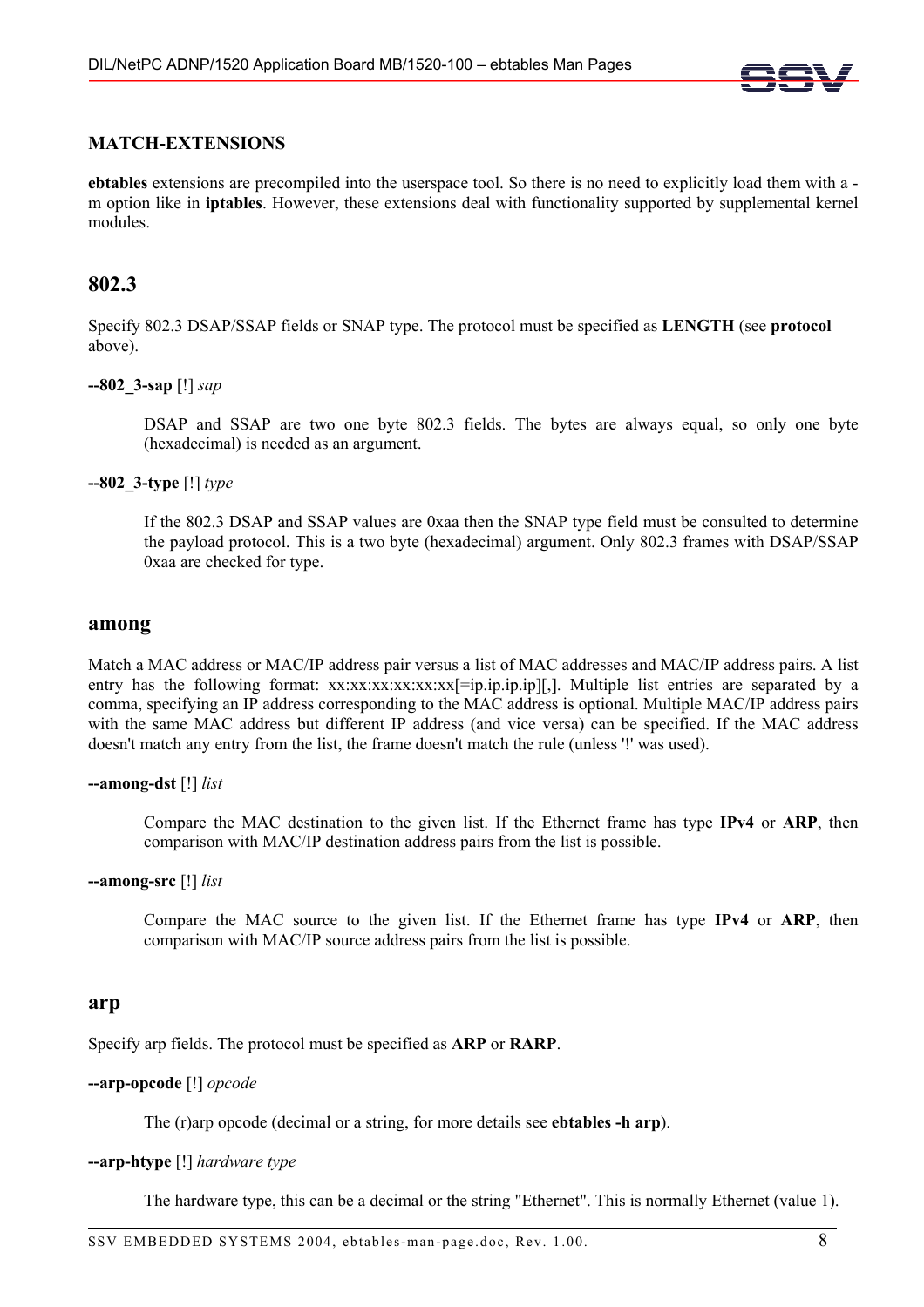## MATCH-EXTENSIONS

**ebtables** extensions are precompiled into the userspace tool. So there is no need to explicitly load them with a -m option like in **iptables**. However, these extensions deal with functionality supported by supplemental kernel modules.

# 802.3

Specify 802.3 DSAP/SSAP fields or SNAP type. The protocol must be specified as **LENGTH** (see **protocol** above).

**--802_3-sap** [!] *sap*

> DSAP and SSAP are two one byte 802.3 fields. The bytes are always equal, so only one byte (hexadecimal) is needed as an argument.

**--802_3-type** [!] *type*

> If the 802.3 DSAP and SSAP values are 0xaa then the SNAP type field must be consulted to determine the payload protocol. This is a two byte (hexadecimal) argument. Only 802.3 frames with DSAP/SSAP 0xaa are checked for type.

# among

Match a MAC address or MAC/IP address pair versus a list of MAC addresses and MAC/IP address pairs. A list entry has the following format: xx:xx:xx:xx:xx:xx[=ip.ip.ip.ip][,]. Multiple list entries are separated by a comma, specifying an IP address corresponding to the MAC address is optional. Multiple MAC/IP address pairs with the same MAC address but different IP address (and vice versa) can be specified. If the MAC address doesn't match any entry from the list, the frame doesn't match the rule (unless '!' was used).

**--among-dst** [!] *list*

> Compare the MAC destination to the given list. If the Ethernet frame has type **IPv4** or **ARP**, then comparison with MAC/IP destination address pairs from the list is possible.

**--among-src** [!] *list*

> Compare the MAC source to the given list. If the Ethernet frame has type **IPv4** or **ARP**, then comparison with MAC/IP source address pairs from the list is possible.

# arp

Specify arp fields. The protocol must be specified as **ARP** or **RARP**.

**--arp-opcode** [!] *opcode*

> The (r)arp opcode (decimal or a string, for more details see **ebtables -h arp**).

**--arp-htype** [!] *hardware type*

> The hardware type, this can be a decimal or the string "Ethernet". This is normally Ethernet (value 1).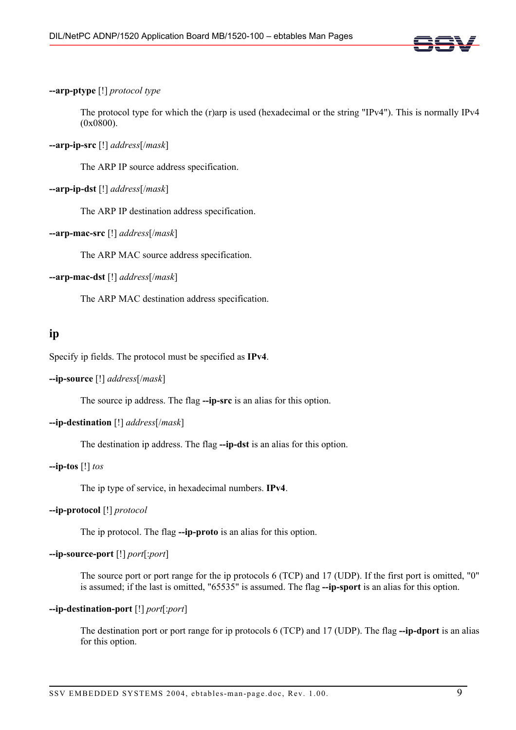**--arp-ptype** [!] *protocol type*

The protocol type for which the (r)arp is used (hexadecimal or the string "IPv4"). This is normally IPv4 (0x0800).

**--arp-ip-src** [!] *address*[/*mask*]

The ARP IP source address specification.

**--arp-ip-dst** [!] *address*[/*mask*]

The ARP IP destination address specification.

**--arp-mac-src** [!] *address*[/*mask*]

The ARP MAC source address specification.

**--arp-mac-dst** [!] *address*[/*mask*]

The ARP MAC destination address specification.

## ip

Specify ip fields. The protocol must be specified as **IPv4**.

**--ip-source** [!] *address*[/*mask*]

The source ip address. The flag **--ip-src** is an alias for this option.

**--ip-destination** [!] *address*[/*mask*]

The destination ip address. The flag **--ip-dst** is an alias for this option.

**--ip-tos** [!] *tos*

The ip type of service, in hexadecimal numbers. **IPv4**.

**--ip-protocol** [!] *protocol*

The ip protocol. The flag **--ip-proto** is an alias for this option.

**--ip-source-port** [!] *port*[:*port*]

The source port or port range for the ip protocols 6 (TCP) and 17 (UDP). If the first port is omitted, "0" is assumed; if the last is omitted, "65535" is assumed. The flag **--ip-sport** is an alias for this option.

**--ip-destination-port** [!] *port*[:*port*]

The destination port or port range for ip protocols 6 (TCP) and 17 (UDP). The flag **--ip-dport** is an alias for this option.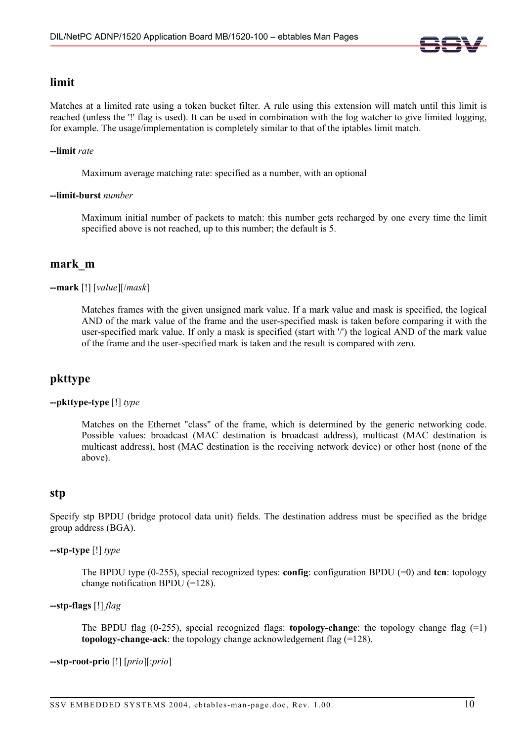## limit

Matches at a limited rate using a token bucket filter. A rule using this extension will match until this limit is reached (unless the '!' flag is used). It can be used in combination with the log watcher to give limited logging, for example. The usage/implementation is completely similar to that of the iptables limit match.

**--limit** *rate*

Maximum average matching rate: specified as a number, with an optional

**--limit-burst** *number*

Maximum initial number of packets to match: this number gets recharged by one every time the limit specified above is not reached, up to this number; the default is 5.

## mark_m

**--mark** [!] [*value*][/*mask*]

Matches frames with the given unsigned mark value. If a mark value and mask is specified, the logical AND of the mark value of the frame and the user-specified mask is taken before comparing it with the user-specified mark value. If only a mask is specified (start with '/') the logical AND of the mark value of the frame and the user-specified mark is taken and the result is compared with zero.

## pkttype

**--pkttype-type** [!] *type*

Matches on the Ethernet "class" of the frame, which is determined by the generic networking code. Possible values: broadcast (MAC destination is broadcast address), multicast (MAC destination is multicast address), host (MAC destination is the receiving network device) or other host (none of the above).

## stp

Specify stp BPDU (bridge protocol data unit) fields. The destination address must be specified as the bridge group address (BGA).

**--stp-type** [!] *type*

The BPDU type (0-255), special recognized types: **config**: configuration BPDU (=0) and **tcn**: topology change notification BPDU (=128).

**--stp-flags** [!] *flag*

The BPDU flag (0-255), special recognized flags: **topology-change**: the topology change flag (=1) **topology-change-ack**: the topology change acknowledgement flag (=128).

**--stp-root-prio** [!] [*prio*][:*prio*]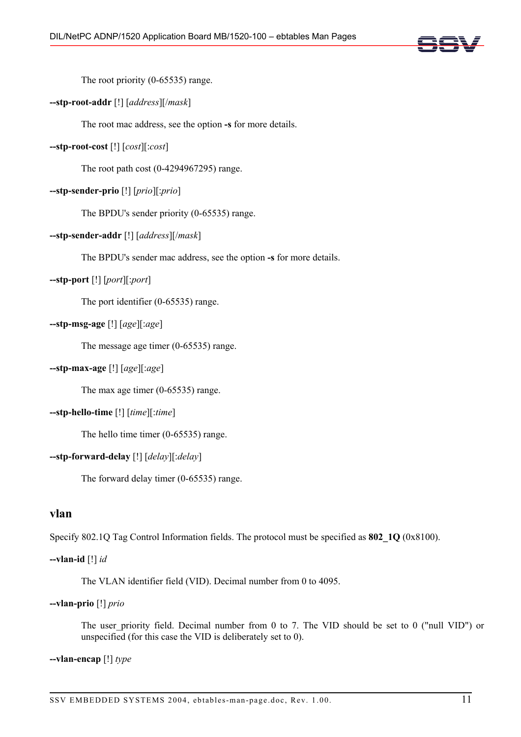The root priority (0-65535) range.

**--stp-root-addr** [!] [*address*][/*mask*]

The root mac address, see the option **-s** for more details.

**--stp-root-cost** [!] [*cost*][:*cost*]

The root path cost (0-4294967295) range.

**--stp-sender-prio** [!] [*prio*][:*prio*]

The BPDU's sender priority (0-65535) range.

**--stp-sender-addr** [!] [*address*][/*mask*]

The BPDU's sender mac address, see the option **-s** for more details.

**--stp-port** [!] [*port*][:*port*]

The port identifier (0-65535) range.

**--stp-msg-age** [!] [*age*][:*age*]

The message age timer (0-65535) range.

**--stp-max-age** [!] [*age*][:*age*]

The max age timer (0-65535) range.

**--stp-hello-time** [!] [*time*][:*time*]

The hello time timer (0-65535) range.

**--stp-forward-delay** [!] [*delay*][:*delay*]

The forward delay timer (0-65535) range.

## vlan

Specify 802.1Q Tag Control Information fields. The protocol must be specified as **802_1Q** (0x8100).

**--vlan-id** [!] *id*

The VLAN identifier field (VID). Decimal number from 0 to 4095.

**--vlan-prio** [!] *prio*

The user_priority field. Decimal number from 0 to 7. The VID should be set to 0 ("null VID") or unspecified (for this case the VID is deliberately set to 0).

**--vlan-encap** [!] *type*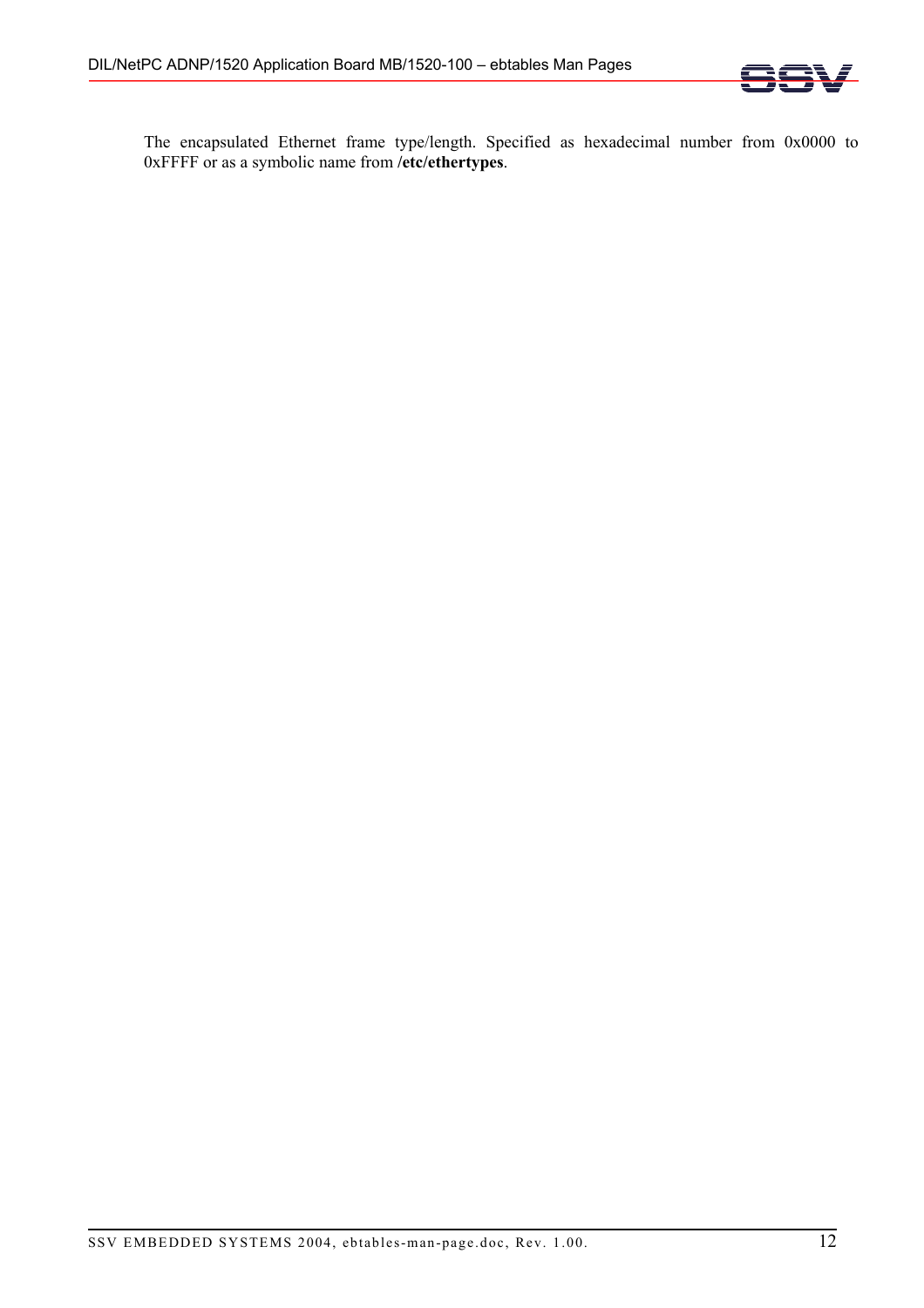The encapsulated Ethernet frame type/length. Specified as hexadecimal number from 0x0000 to 0xFFFF or as a symbolic name from **/etc/ethertypes**.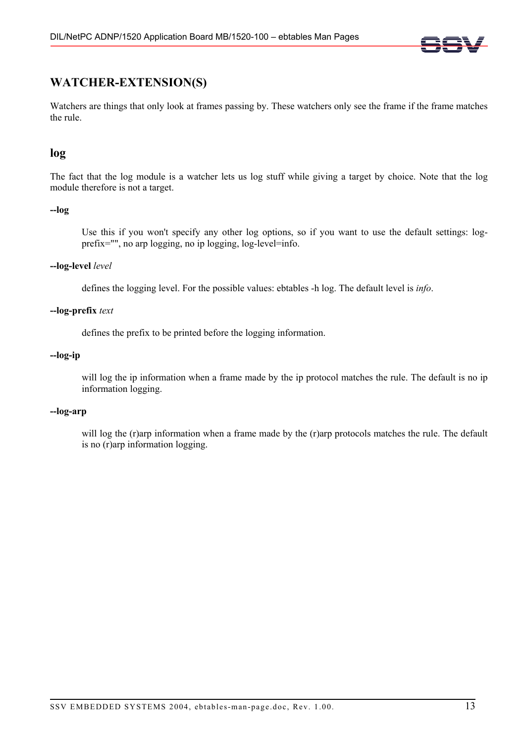## WATCHER-EXTENSION(S)

Watchers are things that only look at frames passing by. These watchers only see the frame if the frame matches the rule.

### log

The fact that the log module is a watcher lets us log stuff while giving a target by choice. Note that the log module therefore is not a target.

**--log**

> Use this if you won't specify any other log options, so if you want to use the default settings: log-prefix="", no arp logging, no ip logging, log-level=info.

**--log-level** *level*

> defines the logging level. For the possible values: ebtables -h log. The default level is *info*.

**--log-prefix** *text*

> defines the prefix to be printed before the logging information.

**--log-ip**

> will log the ip information when a frame made by the ip protocol matches the rule. The default is no ip information logging.

**--log-arp**

> will log the (r)arp information when a frame made by the (r)arp protocols matches the rule. The default is no (r)arp information logging.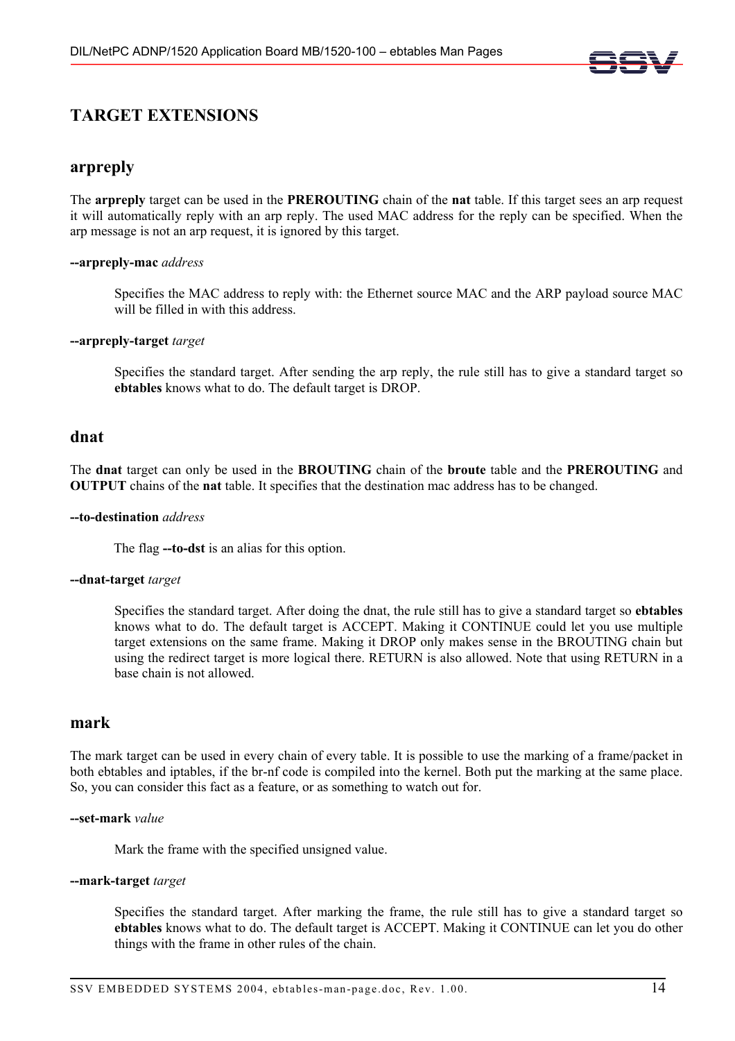## TARGET EXTENSIONS

### arpreply

The **arpreply** target can be used in the **PREROUTING** chain of the **nat** table. If this target sees an arp request it will automatically reply with an arp reply. The used MAC address for the reply can be specified. When the arp message is not an arp request, it is ignored by this target.

**--arpreply-mac** *address*

> Specifies the MAC address to reply with: the Ethernet source MAC and the ARP payload source MAC will be filled in with this address.

**--arpreply-target** *target*

> Specifies the standard target. After sending the arp reply, the rule still has to give a standard target so **ebtables** knows what to do. The default target is DROP.

### dnat

The **dnat** target can only be used in the **BROUTING** chain of the **broute** table and the **PREROUTING** and **OUTPUT** chains of the **nat** table. It specifies that the destination mac address has to be changed.

**--to-destination** *address*

> The flag **--to-dst** is an alias for this option.

**--dnat-target** *target*

> Specifies the standard target. After doing the dnat, the rule still has to give a standard target so **ebtables** knows what to do. The default target is ACCEPT. Making it CONTINUE could let you use multiple target extensions on the same frame. Making it DROP only makes sense in the BROUTING chain but using the redirect target is more logical there. RETURN is also allowed. Note that using RETURN in a base chain is not allowed.

### mark

The mark target can be used in every chain of every table. It is possible to use the marking of a frame/packet in both ebtables and iptables, if the br-nf code is compiled into the kernel. Both put the marking at the same place. So, you can consider this fact as a feature, or as something to watch out for.

**--set-mark** *value*

> Mark the frame with the specified unsigned value.

**--mark-target** *target*

> Specifies the standard target. After marking the frame, the rule still has to give a standard target so **ebtables** knows what to do. The default target is ACCEPT. Making it CONTINUE can let you do other things with the frame in other rules of the chain.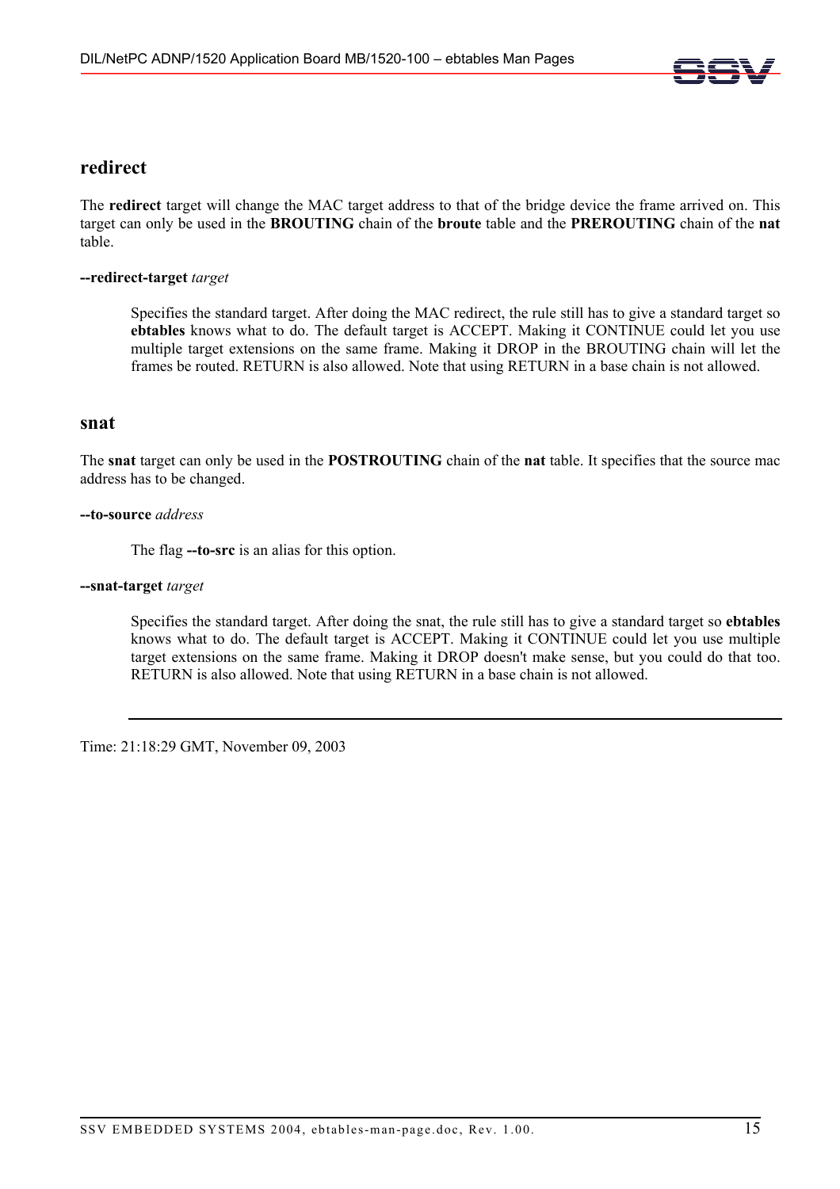## redirect

The **redirect** target will change the MAC target address to that of the bridge device the frame arrived on. This target can only be used in the **BROUTING** chain of the **broute** table and the **PREROUTING** chain of the **nat** table.

**--redirect-target** *target*

> Specifies the standard target. After doing the MAC redirect, the rule still has to give a standard target so **ebtables** knows what to do. The default target is ACCEPT. Making it CONTINUE could let you use multiple target extensions on the same frame. Making it DROP in the BROUTING chain will let the frames be routed. RETURN is also allowed. Note that using RETURN in a base chain is not allowed.

## snat

The **snat** target can only be used in the **POSTROUTING** chain of the **nat** table. It specifies that the source mac address has to be changed.

**--to-source** *address*

> The flag **--to-src** is an alias for this option.

**--snat-target** *target*

> Specifies the standard target. After doing the snat, the rule still has to give a standard target so **ebtables** knows what to do. The default target is ACCEPT. Making it CONTINUE could let you use multiple target extensions on the same frame. Making it DROP doesn't make sense, but you could do that too. RETURN is also allowed. Note that using RETURN in a base chain is not allowed.

---

Time: 21:18:29 GMT, November 09, 2003